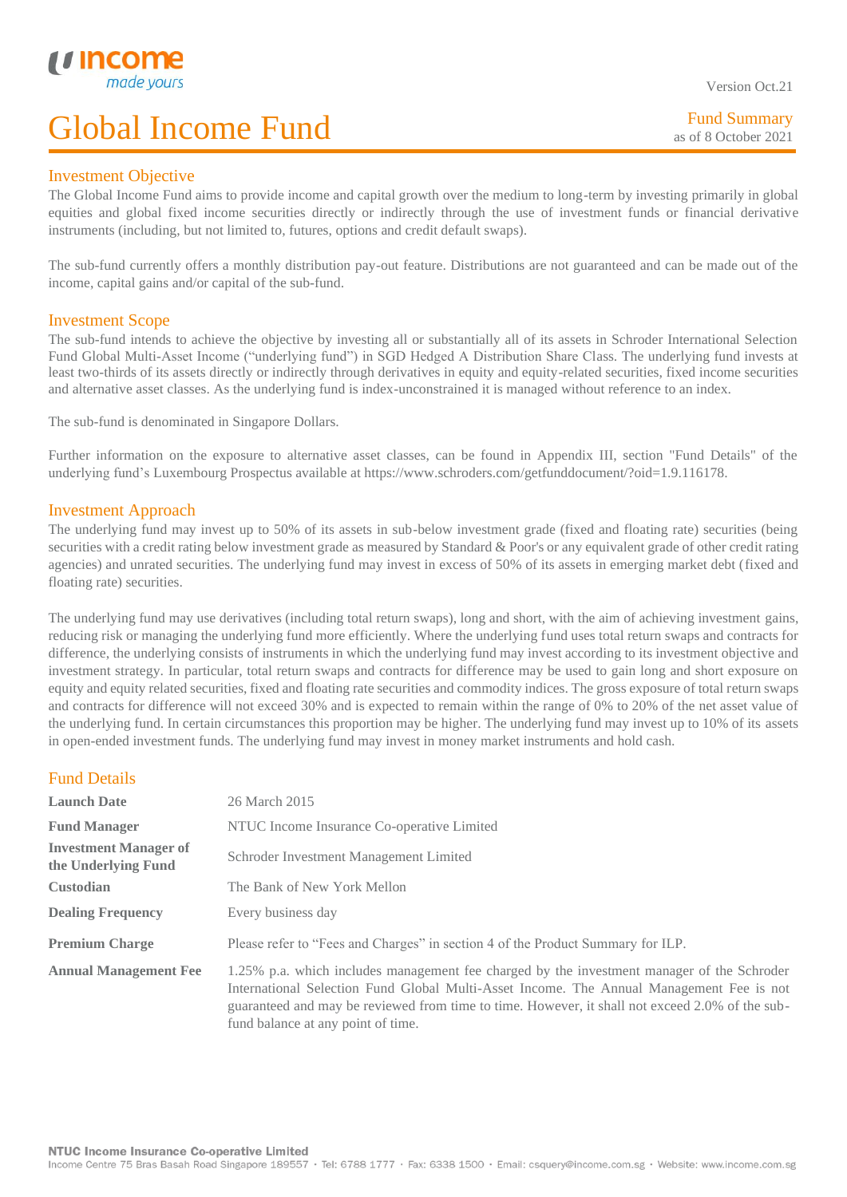Version Oct.21

# Global Income Fund

Fund Summary
as of 8 October 2021

## Investment Objective

The Global Income Fund aims to provide income and capital growth over the medium to long-term by investing primarily in global equities and global fixed income securities directly or indirectly through the use of investment funds or financial derivative instruments (including, but not limited to, futures, options and credit default swaps).

The sub-fund currently offers a monthly distribution pay-out feature. Distributions are not guaranteed and can be made out of the income, capital gains and/or capital of the sub-fund.

## Investment Scope

The sub-fund intends to achieve the objective by investing all or substantially all of its assets in Schroder International Selection Fund Global Multi-Asset Income ("underlying fund") in SGD Hedged A Distribution Share Class. The underlying fund invests at least two-thirds of its assets directly or indirectly through derivatives in equity and equity-related securities, fixed income securities and alternative asset classes. As the underlying fund is index-unconstrained it is managed without reference to an index.

The sub-fund is denominated in Singapore Dollars.

Further information on the exposure to alternative asset classes, can be found in Appendix III, section "Fund Details" of the underlying fund's Luxembourg Prospectus available at https://www.schroders.com/getfunddocument/?oid=1.9.116178.

## Investment Approach

The underlying fund may invest up to 50% of its assets in sub-below investment grade (fixed and floating rate) securities (being securities with a credit rating below investment grade as measured by Standard & Poor's or any equivalent grade of other credit rating agencies) and unrated securities. The underlying fund may invest in excess of 50% of its assets in emerging market debt (fixed and floating rate) securities.

The underlying fund may use derivatives (including total return swaps), long and short, with the aim of achieving investment gains, reducing risk or managing the underlying fund more efficiently. Where the underlying fund uses total return swaps and contracts for difference, the underlying consists of instruments in which the underlying fund may invest according to its investment objective and investment strategy. In particular, total return swaps and contracts for difference may be used to gain long and short exposure on equity and equity related securities, fixed and floating rate securities and commodity indices. The gross exposure of total return swaps and contracts for difference will not exceed 30% and is expected to remain within the range of 0% to 20% of the net asset value of the underlying fund. In certain circumstances this proportion may be higher. The underlying fund may invest up to 10% of its assets in open-ended investment funds. The underlying fund may invest in money market instruments and hold cash.

## Fund Details

| | |
|---|---|
| **Launch Date** | 26 March 2015 |
| **Fund Manager** | NTUC Income Insurance Co-operative Limited |
| **Investment Manager of the Underlying Fund** | Schroder Investment Management Limited |
| **Custodian** | The Bank of New York Mellon |
| **Dealing Frequency** | Every business day |
| **Premium Charge** | Please refer to "Fees and Charges" in section 4 of the Product Summary for ILP. |
| **Annual Management Fee** | 1.25% p.a. which includes management fee charged by the investment manager of the Schroder International Selection Fund Global Multi-Asset Income. The Annual Management Fee is not guaranteed and may be reviewed from time to time. However, it shall not exceed 2.0% of the sub-fund balance at any point of time. |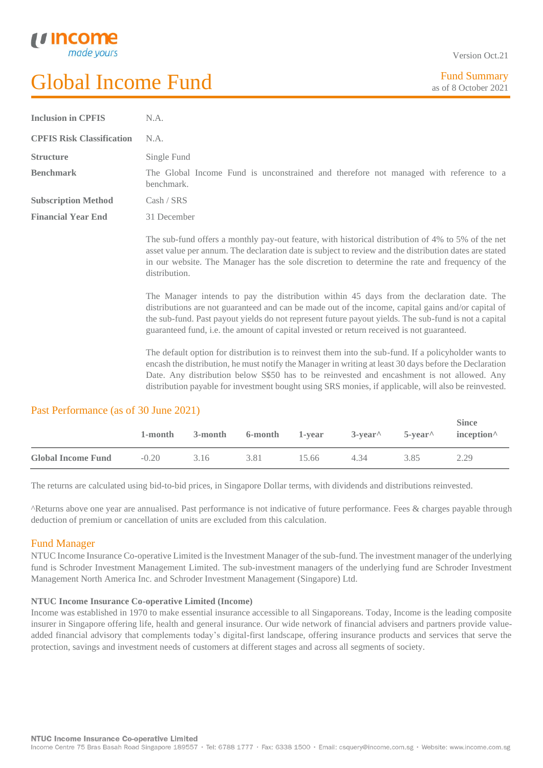# Global Income Fund

Version Oct.21

Fund Summary
as of 8 October 2021

| | |
|---|---|
| **Inclusion in CPFIS** | N.A. |
| **CPFIS Risk Classification** | N.A. |
| **Structure** | Single Fund |
| **Benchmark** | The Global Income Fund is unconstrained and therefore not managed with reference to a benchmark. |
| **Subscription Method** | Cash / SRS |
| **Financial Year End** | 31 December |

The sub-fund offers a monthly pay-out feature, with historical distribution of 4% to 5% of the net asset value per annum. The declaration date is subject to review and the distribution dates are stated in our website. The Manager has the sole discretion to determine the rate and frequency of the distribution.

The Manager intends to pay the distribution within 45 days from the declaration date. The distributions are not guaranteed and can be made out of the income, capital gains and/or capital of the sub-fund. Past payout yields do not represent future payout yields. The sub-fund is not a capital guaranteed fund, i.e. the amount of capital invested or return received is not guaranteed.

The default option for distribution is to reinvest them into the sub-fund. If a policyholder wants to encash the distribution, he must notify the Manager in writing at least 30 days before the Declaration Date. Any distribution below S$50 has to be reinvested and encashment is not allowed. Any distribution payable for investment bought using SRS monies, if applicable, will also be reinvested.

## Past Performance (as of 30 June 2021)

| | 1-month | 3-month | 6-month | 1-year | 3-year^ | 5-year^ | Since inception^ |
|---|---|---|---|---|---|---|---|
| **Global Income Fund** | -0.20 | 3.16 | 3.81 | 15.66 | 4.34 | 3.85 | 2.29 |

The returns are calculated using bid-to-bid prices, in Singapore Dollar terms, with dividends and distributions reinvested.

^Returns above one year are annualised. Past performance is not indicative of future performance. Fees & charges payable through deduction of premium or cancellation of units are excluded from this calculation.

## Fund Manager

NTUC Income Insurance Co-operative Limited is the Investment Manager of the sub-fund. The investment manager of the underlying fund is Schroder Investment Management Limited. The sub-investment managers of the underlying fund are Schroder Investment Management North America Inc. and Schroder Investment Management (Singapore) Ltd.

### NTUC Income Insurance Co-operative Limited (Income)

Income was established in 1970 to make essential insurance accessible to all Singaporeans. Today, Income is the leading composite insurer in Singapore offering life, health and general insurance. Our wide network of financial advisers and partners provide value-added financial advisory that complements today's digital-first landscape, offering insurance products and services that serve the protection, savings and investment needs of customers at different stages and across all segments of society.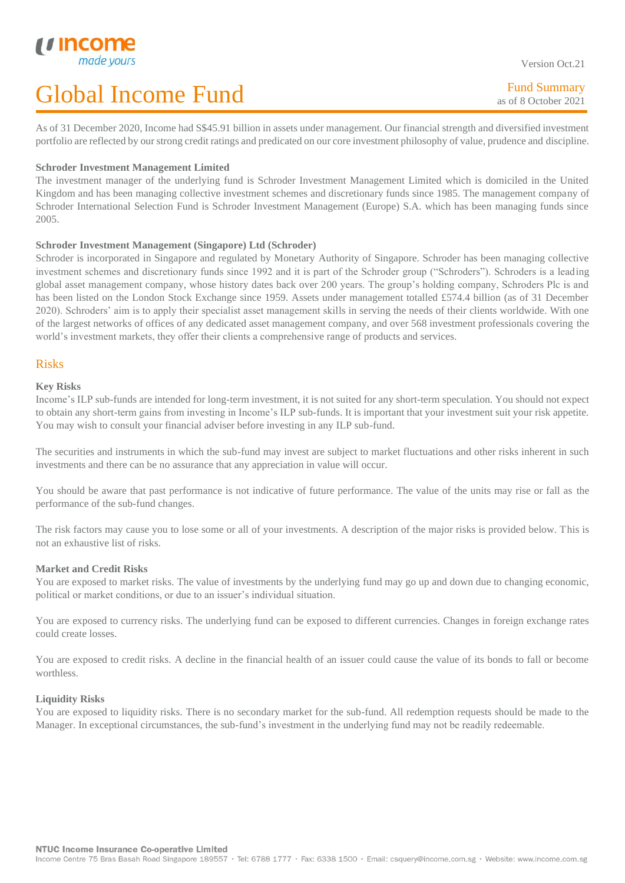# Global Income Fund

Fund Summary
as of 8 October 2021

As of 31 December 2020, Income had S$45.91 billion in assets under management. Our financial strength and diversified investment portfolio are reflected by our strong credit ratings and predicated on our core investment philosophy of value, prudence and discipline.

**Schroder Investment Management Limited**

The investment manager of the underlying fund is Schroder Investment Management Limited which is domiciled in the United Kingdom and has been managing collective investment schemes and discretionary funds since 1985. The management company of Schroder International Selection Fund is Schroder Investment Management (Europe) S.A. which has been managing funds since 2005.

**Schroder Investment Management (Singapore) Ltd (Schroder)**

Schroder is incorporated in Singapore and regulated by Monetary Authority of Singapore. Schroder has been managing collective investment schemes and discretionary funds since 1992 and it is part of the Schroder group ("Schroders"). Schroders is a leading global asset management company, whose history dates back over 200 years. The group's holding company, Schroders Plc is and has been listed on the London Stock Exchange since 1959. Assets under management totalled £574.4 billion (as of 31 December 2020). Schroders' aim is to apply their specialist asset management skills in serving the needs of their clients worldwide. With one of the largest networks of offices of any dedicated asset management company, and over 568 investment professionals covering the world's investment markets, they offer their clients a comprehensive range of products and services.

## Risks

**Key Risks**

Income's ILP sub-funds are intended for long-term investment, it is not suited for any short-term speculation. You should not expect to obtain any short-term gains from investing in Income's ILP sub-funds. It is important that your investment suit your risk appetite. You may wish to consult your financial adviser before investing in any ILP sub-fund.

The securities and instruments in which the sub-fund may invest are subject to market fluctuations and other risks inherent in such investments and there can be no assurance that any appreciation in value will occur.

You should be aware that past performance is not indicative of future performance. The value of the units may rise or fall as the performance of the sub-fund changes.

The risk factors may cause you to lose some or all of your investments. A description of the major risks is provided below. This is not an exhaustive list of risks.

**Market and Credit Risks**

You are exposed to market risks. The value of investments by the underlying fund may go up and down due to changing economic, political or market conditions, or due to an issuer's individual situation.

You are exposed to currency risks. The underlying fund can be exposed to different currencies. Changes in foreign exchange rates could create losses.

You are exposed to credit risks. A decline in the financial health of an issuer could cause the value of its bonds to fall or become worthless.

**Liquidity Risks**

You are exposed to liquidity risks. There is no secondary market for the sub-fund. All redemption requests should be made to the Manager. In exceptional circumstances, the sub-fund's investment in the underlying fund may not be readily redeemable.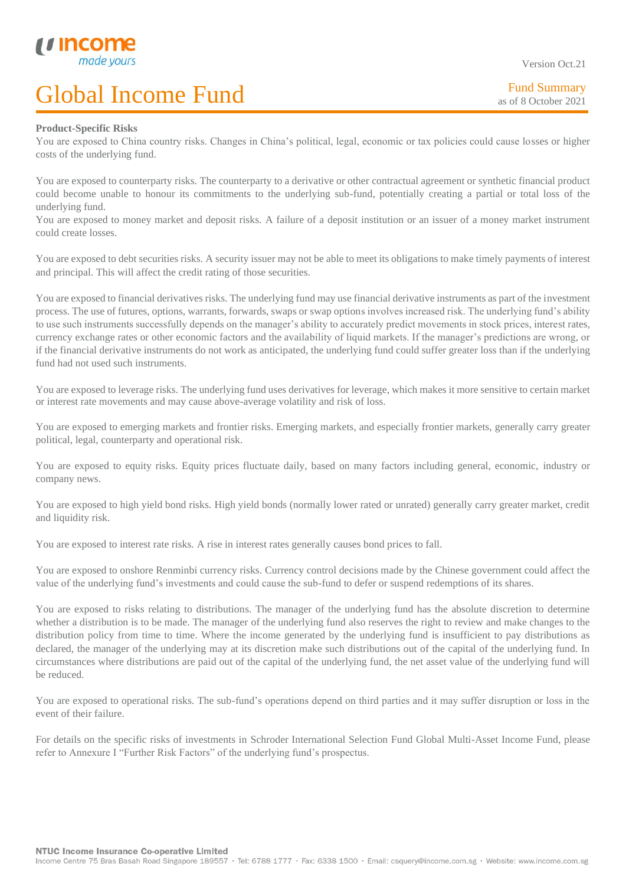# Global Income Fund

Fund Summary
as of 8 October 2021

**Product-Specific Risks**

You are exposed to China country risks. Changes in China's political, legal, economic or tax policies could cause losses or higher costs of the underlying fund.

You are exposed to counterparty risks. The counterparty to a derivative or other contractual agreement or synthetic financial product could become unable to honour its commitments to the underlying sub-fund, potentially creating a partial or total loss of the underlying fund.

You are exposed to money market and deposit risks. A failure of a deposit institution or an issuer of a money market instrument could create losses.

You are exposed to debt securities risks. A security issuer may not be able to meet its obligations to make timely payments of interest and principal. This will affect the credit rating of those securities.

You are exposed to financial derivatives risks. The underlying fund may use financial derivative instruments as part of the investment process. The use of futures, options, warrants, forwards, swaps or swap options involves increased risk. The underlying fund's ability to use such instruments successfully depends on the manager's ability to accurately predict movements in stock prices, interest rates, currency exchange rates or other economic factors and the availability of liquid markets. If the manager's predictions are wrong, or if the financial derivative instruments do not work as anticipated, the underlying fund could suffer greater loss than if the underlying fund had not used such instruments.

You are exposed to leverage risks. The underlying fund uses derivatives for leverage, which makes it more sensitive to certain market or interest rate movements and may cause above-average volatility and risk of loss.

You are exposed to emerging markets and frontier risks. Emerging markets, and especially frontier markets, generally carry greater political, legal, counterparty and operational risk.

You are exposed to equity risks. Equity prices fluctuate daily, based on many factors including general, economic, industry or company news.

You are exposed to high yield bond risks. High yield bonds (normally lower rated or unrated) generally carry greater market, credit and liquidity risk.

You are exposed to interest rate risks. A rise in interest rates generally causes bond prices to fall.

You are exposed to onshore Renminbi currency risks. Currency control decisions made by the Chinese government could affect the value of the underlying fund's investments and could cause the sub-fund to defer or suspend redemptions of its shares.

You are exposed to risks relating to distributions. The manager of the underlying fund has the absolute discretion to determine whether a distribution is to be made. The manager of the underlying fund also reserves the right to review and make changes to the distribution policy from time to time. Where the income generated by the underlying fund is insufficient to pay distributions as declared, the manager of the underlying may at its discretion make such distributions out of the capital of the underlying fund. In circumstances where distributions are paid out of the capital of the underlying fund, the net asset value of the underlying fund will be reduced.

You are exposed to operational risks. The sub-fund's operations depend on third parties and it may suffer disruption or loss in the event of their failure.

For details on the specific risks of investments in Schroder International Selection Fund Global Multi-Asset Income Fund, please refer to Annexure I "Further Risk Factors" of the underlying fund's prospectus.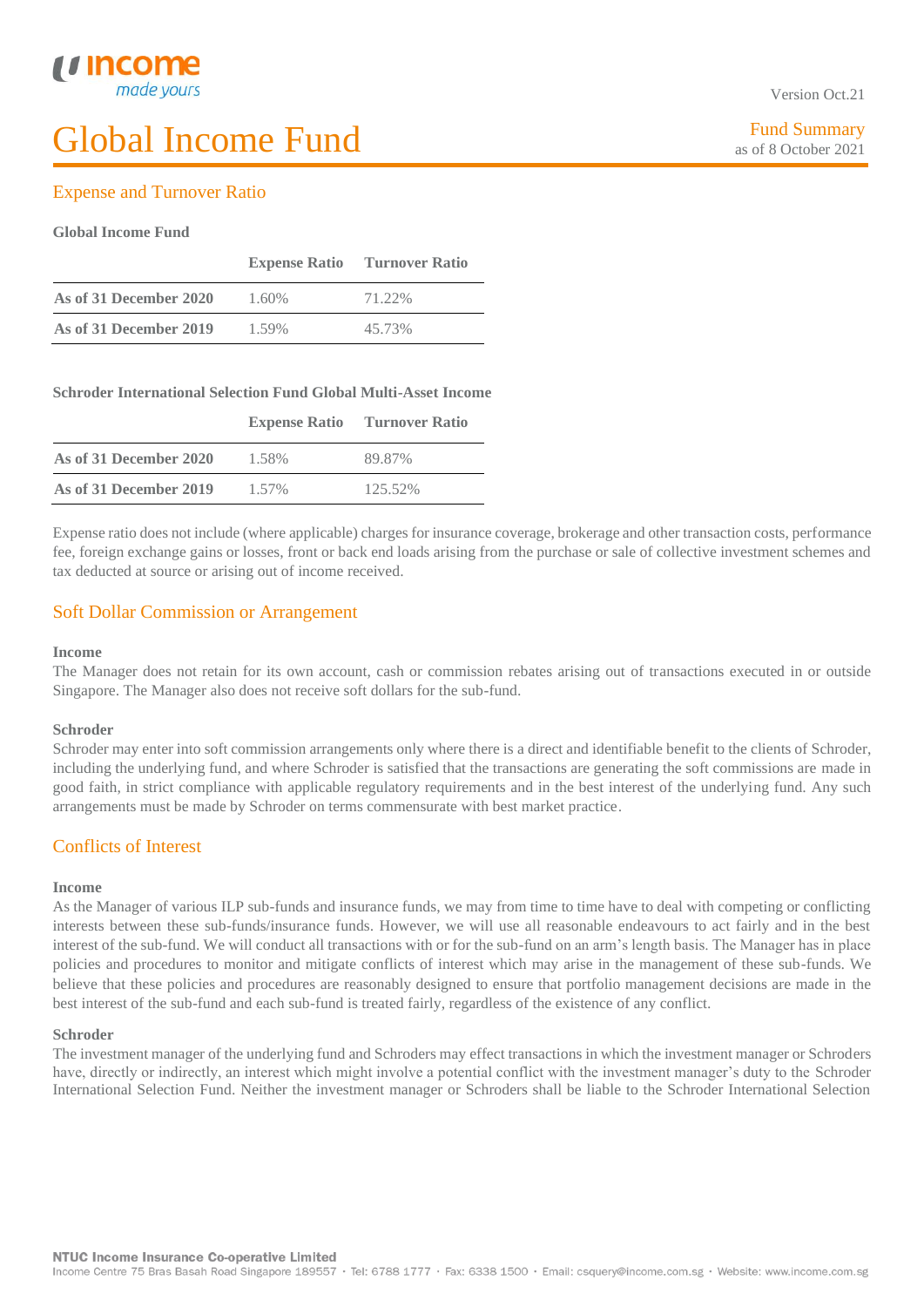# Global Income Fund

Fund Summary
as of 8 October 2021

## Expense and Turnover Ratio

**Global Income Fund**

| | Expense Ratio | Turnover Ratio |
|---|---|---|
| **As of 31 December 2020** | 1.60% | 71.22% |
| **As of 31 December 2019** | 1.59% | 45.73% |

**Schroder International Selection Fund Global Multi-Asset Income**

| | Expense Ratio | Turnover Ratio |
|---|---|---|
| **As of 31 December 2020** | 1.58% | 89.87% |
| **As of 31 December 2019** | 1.57% | 125.52% |

Expense ratio does not include (where applicable) charges for insurance coverage, brokerage and other transaction costs, performance fee, foreign exchange gains or losses, front or back end loads arising from the purchase or sale of collective investment schemes and tax deducted at source or arising out of income received.

## Soft Dollar Commission or Arrangement

**Income**

The Manager does not retain for its own account, cash or commission rebates arising out of transactions executed in or outside Singapore. The Manager also does not receive soft dollars for the sub-fund.

**Schroder**

Schroder may enter into soft commission arrangements only where there is a direct and identifiable benefit to the clients of Schroder, including the underlying fund, and where Schroder is satisfied that the transactions are generating the soft commissions are made in good faith, in strict compliance with applicable regulatory requirements and in the best interest of the underlying fund. Any such arrangements must be made by Schroder on terms commensurate with best market practice.

## Conflicts of Interest

**Income**

As the Manager of various ILP sub-funds and insurance funds, we may from time to time have to deal with competing or conflicting interests between these sub-funds/insurance funds. However, we will use all reasonable endeavours to act fairly and in the best interest of the sub-fund. We will conduct all transactions with or for the sub-fund on an arm's length basis. The Manager has in place policies and procedures to monitor and mitigate conflicts of interest which may arise in the management of these sub-funds. We believe that these policies and procedures are reasonably designed to ensure that portfolio management decisions are made in the best interest of the sub-fund and each sub-fund is treated fairly, regardless of the existence of any conflict.

**Schroder**

The investment manager of the underlying fund and Schroders may effect transactions in which the investment manager or Schroders have, directly or indirectly, an interest which might involve a potential conflict with the investment manager's duty to the Schroder International Selection Fund. Neither the investment manager or Schroders shall be liable to the Schroder International Selection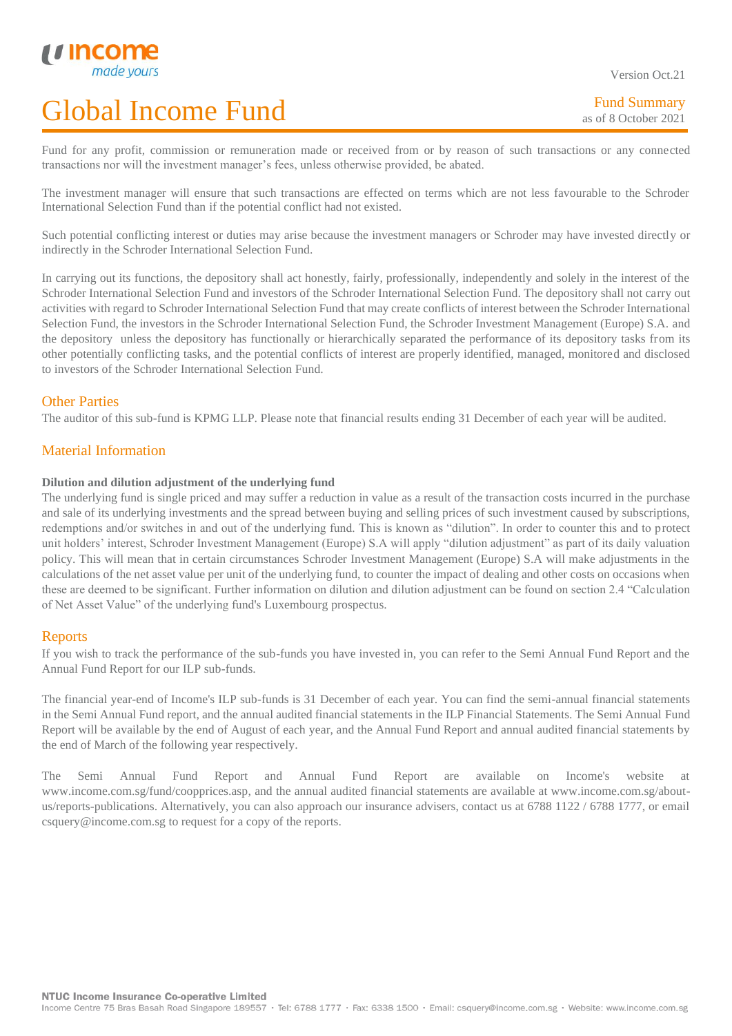Fund for any profit, commission or remuneration made or received from or by reason of such transactions or any connected transactions nor will the investment manager's fees, unless otherwise provided, be abated.

The investment manager will ensure that such transactions are effected on terms which are not less favourable to the Schroder International Selection Fund than if the potential conflict had not existed.

Such potential conflicting interest or duties may arise because the investment managers or Schroder may have invested directly or indirectly in the Schroder International Selection Fund.

In carrying out its functions, the depository shall act honestly, fairly, professionally, independently and solely in the interest of the Schroder International Selection Fund and investors of the Schroder International Selection Fund. The depository shall not carry out activities with regard to Schroder International Selection Fund that may create conflicts of interest between the Schroder International Selection Fund, the investors in the Schroder International Selection Fund, the Schroder Investment Management (Europe) S.A. and the depository unless the depository has functionally or hierarchically separated the performance of its depository tasks from its other potentially conflicting tasks, and the potential conflicts of interest are properly identified, managed, monitored and disclosed to investors of the Schroder International Selection Fund.

## Other Parties

The auditor of this sub-fund is KPMG LLP. Please note that financial results ending 31 December of each year will be audited.

## Material Information

**Dilution and dilution adjustment of the underlying fund**

The underlying fund is single priced and may suffer a reduction in value as a result of the transaction costs incurred in the purchase and sale of its underlying investments and the spread between buying and selling prices of such investment caused by subscriptions, redemptions and/or switches in and out of the underlying fund. This is known as "dilution". In order to counter this and to protect unit holders' interest, Schroder Investment Management (Europe) S.A will apply "dilution adjustment" as part of its daily valuation policy. This will mean that in certain circumstances Schroder Investment Management (Europe) S.A will make adjustments in the calculations of the net asset value per unit of the underlying fund, to counter the impact of dealing and other costs on occasions when these are deemed to be significant. Further information on dilution and dilution adjustment can be found on section 2.4 "Calculation of Net Asset Value" of the underlying fund's Luxembourg prospectus.

## Reports

If you wish to track the performance of the sub-funds you have invested in, you can refer to the Semi Annual Fund Report and the Annual Fund Report for our ILP sub-funds.

The financial year-end of Income's ILP sub-funds is 31 December of each year. You can find the semi-annual financial statements in the Semi Annual Fund report, and the annual audited financial statements in the ILP Financial Statements. The Semi Annual Fund Report will be available by the end of August of each year, and the Annual Fund Report and annual audited financial statements by the end of March of the following year respectively.

The Semi Annual Fund Report and Annual Fund Report are available on Income's website at www.income.com.sg/fund/coopprices.asp, and the annual audited financial statements are available at www.income.com.sg/about-us/reports-publications. Alternatively, you can also approach our insurance advisers, contact us at 6788 1122 / 6788 1777, or email csquery@income.com.sg to request for a copy of the reports.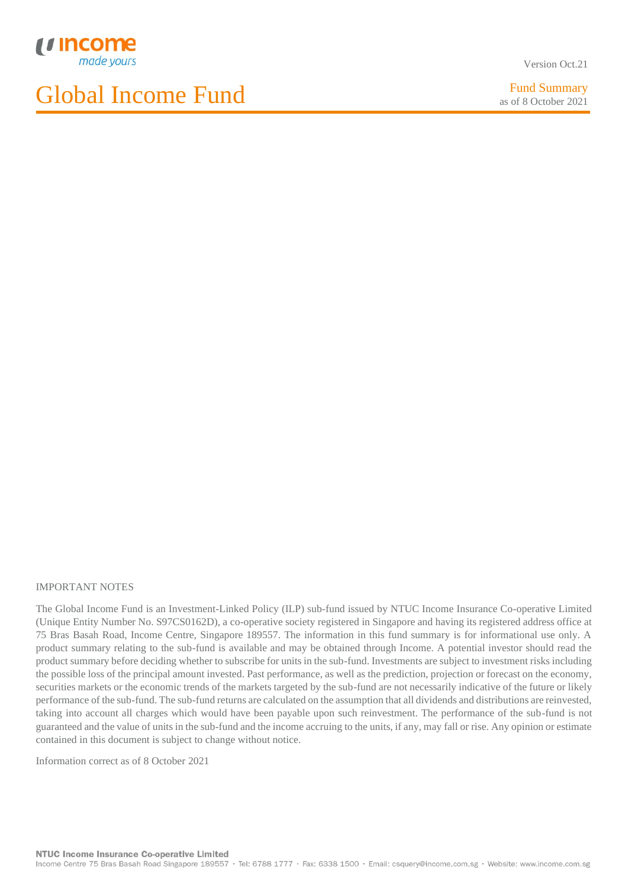# Global Income Fund

IMPORTANT NOTES

The Global Income Fund is an Investment-Linked Policy (ILP) sub-fund issued by NTUC Income Insurance Co-operative Limited (Unique Entity Number No. S97CS0162D), a co-operative society registered in Singapore and having its registered address office at 75 Bras Basah Road, Income Centre, Singapore 189557. The information in this fund summary is for informational use only. A product summary relating to the sub-fund is available and may be obtained through Income. A potential investor should read the product summary before deciding whether to subscribe for units in the sub-fund. Investments are subject to investment risks including the possible loss of the principal amount invested. Past performance, as well as the prediction, projection or forecast on the economy, securities markets or the economic trends of the markets targeted by the sub-fund are not necessarily indicative of the future or likely performance of the sub-fund. The sub-fund returns are calculated on the assumption that all dividends and distributions are reinvested, taking into account all charges which would have been payable upon such reinvestment. The performance of the sub-fund is not guaranteed and the value of units in the sub-fund and the income accruing to the units, if any, may fall or rise. Any opinion or estimate contained in this document is subject to change without notice.

Information correct as of 8 October 2021